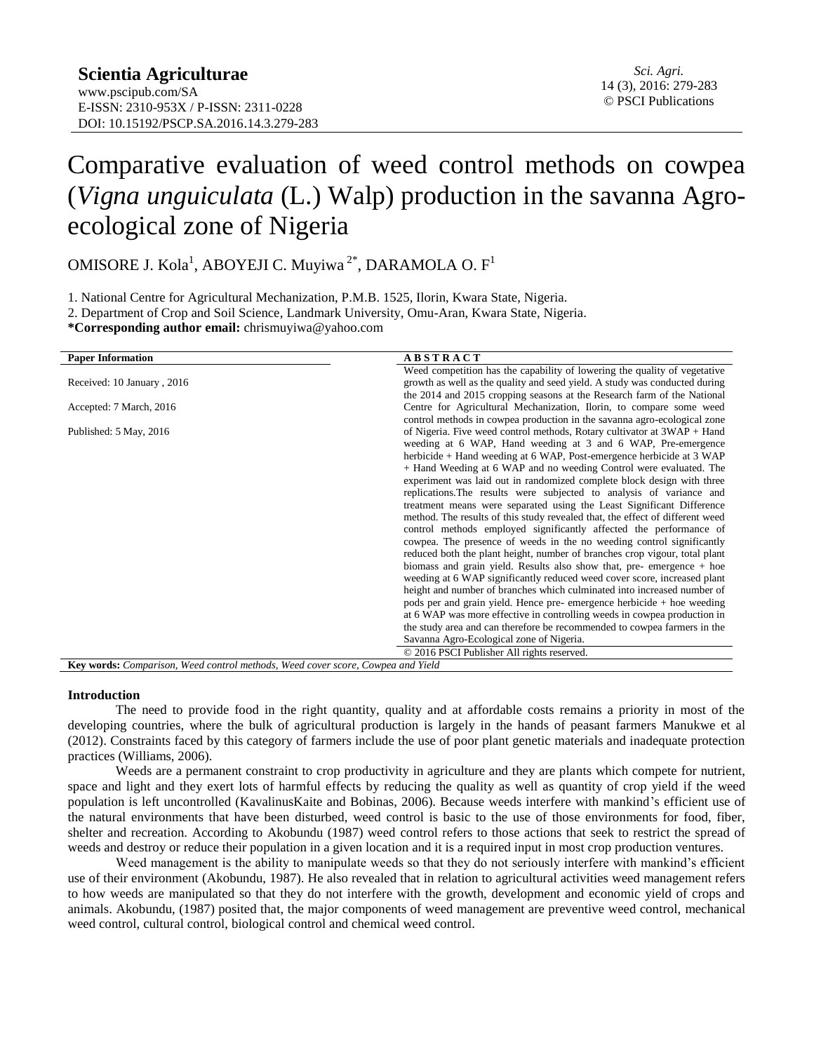**Scientia Agriculturae**
www.pscipub.com/SA
E-ISSN: 2310-953X / P-ISSN: 2311-0228
DOI: 10.15192/PSCP.SA.2016.14.3.279-283

*Sci. Agri.*
14 (3), 2016: 279-283
© PSCI Publications

# Comparative evaluation of weed control methods on cowpea (*Vigna unguiculata* (L.) Walp) production in the savanna Agro-ecological zone of Nigeria

OMISORE J. Kola[1], ABOYEJI C. Muyiwa[2*], DARAMOLA O. F[1]

1. National Centre for Agricultural Mechanization, P.M.B. 1525, Ilorin, Kwara State, Nigeria.
2. Department of Crop and Soil Science, Landmark University, Omu-Aran, Kwara State, Nigeria.

**\*Corresponding author email:** chrismuyiwa@yahoo.com

**Paper Information**

Received: 10 January , 2016

Accepted: 7 March, 2016

Published: 5 May, 2016

**ABSTRACT**

Weed competition has the capability of lowering the quality of vegetative growth as well as the quality and seed yield. A study was conducted during the 2014 and 2015 cropping seasons at the Research farm of the National Centre for Agricultural Mechanization, Ilorin, to compare some weed control methods in cowpea production in the savanna agro-ecological zone of Nigeria. Five weed control methods, Rotary cultivator at 3WAP + Hand weeding at 6 WAP, Hand weeding at 3 and 6 WAP, Pre-emergence herbicide + Hand weeding at 6 WAP, Post-emergence herbicide at 3 WAP + Hand Weeding at 6 WAP and no weeding Control were evaluated. The experiment was laid out in randomized complete block design with three replications.The results were subjected to analysis of variance and treatment means were separated using the Least Significant Difference method. The results of this study revealed that, the effect of different weed control methods employed significantly affected the performance of cowpea. The presence of weeds in the no weeding control significantly reduced both the plant height, number of branches crop vigour, total plant biomass and grain yield. Results also show that, pre- emergence + hoe weeding at 6 WAP significantly reduced weed cover score, increased plant height and number of branches which culminated into increased number of pods per and grain yield. Hence pre- emergence herbicide + hoe weeding at 6 WAP was more effective in controlling weeds in cowpea production in the study area and can therefore be recommended to cowpea farmers in the Savanna Agro-Ecological zone of Nigeria.

© 2016 PSCI Publisher All rights reserved.

**Key words:** *Comparison, Weed control methods, Weed cover score, Cowpea and Yield*

## Introduction

The need to provide food in the right quantity, quality and at affordable costs remains a priority in most of the developing countries, where the bulk of agricultural production is largely in the hands of peasant farmers Manukwe et al (2012). Constraints faced by this category of farmers include the use of poor plant genetic materials and inadequate protection practices (Williams, 2006).

Weeds are a permanent constraint to crop productivity in agriculture and they are plants which compete for nutrient, space and light and they exert lots of harmful effects by reducing the quality as well as quantity of crop yield if the weed population is left uncontrolled (KavalinusKaite and Bobinas, 2006). Because weeds interfere with mankind's efficient use of the natural environments that have been disturbed, weed control is basic to the use of those environments for food, fiber, shelter and recreation. According to Akobundu (1987) weed control refers to those actions that seek to restrict the spread of weeds and destroy or reduce their population in a given location and it is a required input in most crop production ventures.

Weed management is the ability to manipulate weeds so that they do not seriously interfere with mankind's efficient use of their environment (Akobundu, 1987). He also revealed that in relation to agricultural activities weed management refers to how weeds are manipulated so that they do not interfere with the growth, development and economic yield of crops and animals. Akobundu, (1987) posited that, the major components of weed management are preventive weed control, mechanical weed control, cultural control, biological control and chemical weed control.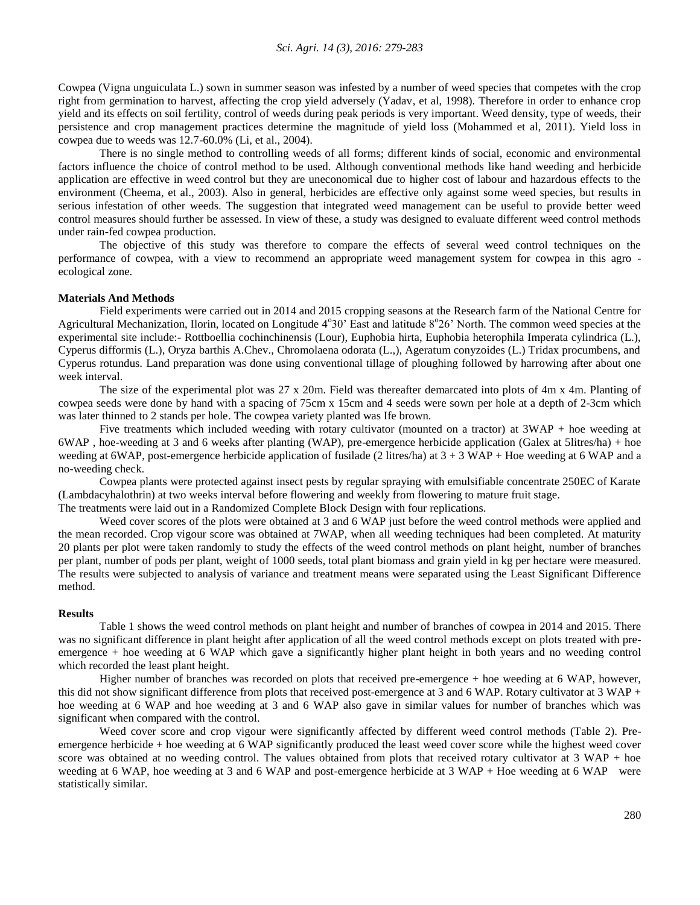Cowpea (Vigna unguiculata L.) sown in summer season was infested by a number of weed species that competes with the crop right from germination to harvest, affecting the crop yield adversely (Yadav, et al, 1998). Therefore in order to enhance crop yield and its effects on soil fertility, control of weeds during peak periods is very important. Weed density, type of weeds, their persistence and crop management practices determine the magnitude of yield loss (Mohammed et al, 2011). Yield loss in cowpea due to weeds was 12.7-60.0% (Li, et al., 2004).

There is no single method to controlling weeds of all forms; different kinds of social, economic and environmental factors influence the choice of control method to be used. Although conventional methods like hand weeding and herbicide application are effective in weed control but they are uneconomical due to higher cost of labour and hazardous effects to the environment (Cheema, et al., 2003). Also in general, herbicides are effective only against some weed species, but results in serious infestation of other weeds. The suggestion that integrated weed management can be useful to provide better weed control measures should further be assessed. In view of these, a study was designed to evaluate different weed control methods under rain-fed cowpea production.

The objective of this study was therefore to compare the effects of several weed control techniques on the performance of cowpea, with a view to recommend an appropriate weed management system for cowpea in this agro - ecological zone.

## Materials And Methods

Field experiments were carried out in 2014 and 2015 cropping seasons at the Research farm of the National Centre for Agricultural Mechanization, Ilorin, located on Longitude 4°30' East and latitude 8°26' North. The common weed species at the experimental site include:- Rottboellia cochinchinensis (Lour), Euphobia hirta, Euphobia heterophila Imperata cylindrica (L.), Cyperus difformis (L.), Oryza barthis A.Chev., Chromolaena odorata (L.,), Ageratum conyzoides (L.) Tridax procumbens, and Cyperus rotundus. Land preparation was done using conventional tillage of ploughing followed by harrowing after about one week interval.

The size of the experimental plot was 27 x 20m. Field was thereafter demarcated into plots of 4m x 4m. Planting of cowpea seeds were done by hand with a spacing of 75cm x 15cm and 4 seeds were sown per hole at a depth of 2-3cm which was later thinned to 2 stands per hole. The cowpea variety planted was Ife brown.

Five treatments which included weeding with rotary cultivator (mounted on a tractor) at 3WAP + hoe weeding at 6WAP , hoe-weeding at 3 and 6 weeks after planting (WAP), pre-emergence herbicide application (Galex at 5litres/ha) + hoe weeding at 6WAP, post-emergence herbicide application of fusilade (2 litres/ha) at 3 + 3 WAP + Hoe weeding at 6 WAP and a no-weeding check.

Cowpea plants were protected against insect pests by regular spraying with emulsifiable concentrate 250EC of Karate (Lambdacyhalothrin) at two weeks interval before flowering and weekly from flowering to mature fruit stage.

The treatments were laid out in a Randomized Complete Block Design with four replications.

Weed cover scores of the plots were obtained at 3 and 6 WAP just before the weed control methods were applied and the mean recorded. Crop vigour score was obtained at 7WAP, when all weeding techniques had been completed. At maturity 20 plants per plot were taken randomly to study the effects of the weed control methods on plant height, number of branches per plant, number of pods per plant, weight of 1000 seeds, total plant biomass and grain yield in kg per hectare were measured. The results were subjected to analysis of variance and treatment means were separated using the Least Significant Difference method.

## Results

Table 1 shows the weed control methods on plant height and number of branches of cowpea in 2014 and 2015. There was no significant difference in plant height after application of all the weed control methods except on plots treated with pre-emergence + hoe weeding at 6 WAP which gave a significantly higher plant height in both years and no weeding control which recorded the least plant height.

Higher number of branches was recorded on plots that received pre-emergence + hoe weeding at 6 WAP, however, this did not show significant difference from plots that received post-emergence at 3 and 6 WAP. Rotary cultivator at 3 WAP + hoe weeding at 6 WAP and hoe weeding at 3 and 6 WAP also gave in similar values for number of branches which was significant when compared with the control.

Weed cover score and crop vigour were significantly affected by different weed control methods (Table 2). Pre-emergence herbicide + hoe weeding at 6 WAP significantly produced the least weed cover score while the highest weed cover score was obtained at no weeding control. The values obtained from plots that received rotary cultivator at 3 WAP + hoe weeding at 6 WAP, hoe weeding at 3 and 6 WAP and post-emergence herbicide at 3 WAP + Hoe weeding at 6 WAP were statistically similar.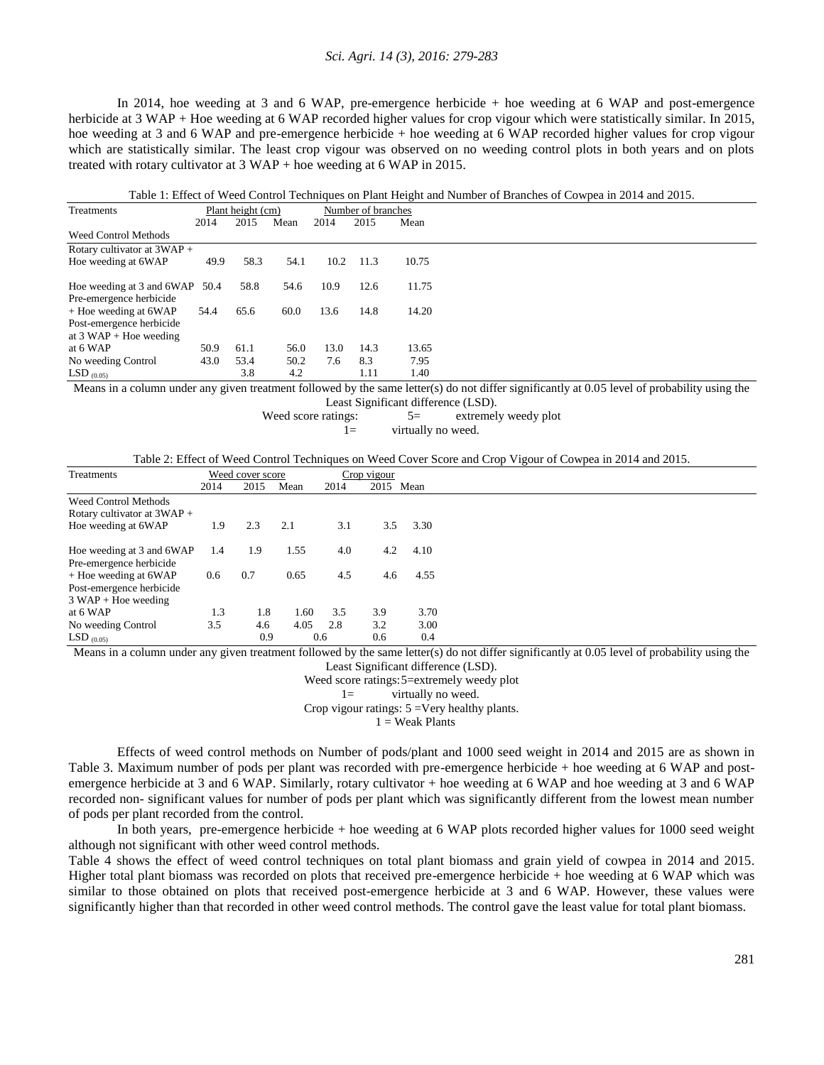In 2014, hoe weeding at 3 and 6 WAP, pre-emergence herbicide + hoe weeding at 6 WAP and post-emergence herbicide at 3 WAP + Hoe weeding at 6 WAP recorded higher values for crop vigour which were statistically similar. In 2015, hoe weeding at 3 and 6 WAP and pre-emergence herbicide + hoe weeding at 6 WAP recorded higher values for crop vigour which are statistically similar. The least crop vigour was observed on no weeding control plots in both years and on plots treated with rotary cultivator at 3 WAP + hoe weeding at 6 WAP in 2015.

Table 1: Effect of Weed Control Techniques on Plant Height and Number of Branches of Cowpea in 2014 and 2015.

| Treatments | Plant height (cm) | | | Number of branches | | |
|---|---|---|---|---|---|---|
| | 2014 | 2015 | Mean | 2014 | 2015 | Mean |
| Weed Control Methods | | | | | | |
| Rotary cultivator at 3WAP + Hoe weeding at 6WAP | 49.9 | 58.3 | 54.1 | 10.2 | 11.3 | 10.75 |
| Hoe weeding at 3 and 6WAP | 50.4 | 58.8 | 54.6 | 10.9 | 12.6 | 11.75 |
| Pre-emergence herbicide + Hoe weeding at 6WAP | 54.4 | 65.6 | 60.0 | 13.6 | 14.8 | 14.20 |
| Post-emergence herbicide at 3 WAP + Hoe weeding at 6 WAP | 50.9 | 61.1 | 56.0 | 13.0 | 14.3 | 13.65 |
| No weeding Control | 43.0 | 53.4 | 50.2 | 7.6 | 8.3 | 7.95 |
| $LSD_{(0.05)}$ | | 3.8 | 4.2 | | 1.11 | 1.40 |

Means in a column under any given treatment followed by the same letter(s) do not differ significantly at 0.05 level of probability using the Least Significant difference (LSD).

Weed score ratings: 5= extremely weedy plot

1= virtually no weed.

Table 2: Effect of Weed Control Techniques on Weed Cover Score and Crop Vigour of Cowpea in 2014 and 2015.

| Treatments | Weed cover score | | | Crop vigour | | |
|---|---|---|---|---|---|---|
| | 2014 | 2015 | Mean | 2014 | 2015 | Mean |
| Weed Control Methods | | | | | | |
| Rotary cultivator at 3WAP + Hoe weeding at 6WAP | 1.9 | 2.3 | 2.1 | 3.1 | 3.5 | 3.30 |
| Hoe weeding at 3 and 6WAP | 1.4 | 1.9 | 1.55 | 4.0 | 4.2 | 4.10 |
| Pre-emergence herbicide + Hoe weeding at 6WAP | 0.6 | 0.7 | 0.65 | 4.5 | 4.6 | 4.55 |
| Post-emergence herbicide 3 WAP + Hoe weeding at 6 WAP | 1.3 | 1.8 | 1.60 | 3.5 | 3.9 | 3.70 |
| No weeding Control | 3.5 | 4.6 | 4.05 | 2.8 | 3.2 | 3.00 |
| $LSD_{(0.05)}$ | | 0.9 | | 0.6 | 0.6 | 0.4 |

Means in a column under any given treatment followed by the same letter(s) do not differ significantly at 0.05 level of probability using the Least Significant difference (LSD).

Weed score ratings: 5=extremely weedy plot

1= virtually no weed.

Crop vigour ratings: 5 =Very healthy plants.

1 = Weak Plants

Effects of weed control methods on Number of pods/plant and 1000 seed weight in 2014 and 2015 are as shown in Table 3. Maximum number of pods per plant was recorded with pre-emergence herbicide + hoe weeding at 6 WAP and post-emergence herbicide at 3 and 6 WAP. Similarly, rotary cultivator + hoe weeding at 6 WAP and hoe weeding at 3 and 6 WAP recorded non- significant values for number of pods per plant which was significantly different from the lowest mean number of pods per plant recorded from the control.

In both years, pre-emergence herbicide + hoe weeding at 6 WAP plots recorded higher values for 1000 seed weight although not significant with other weed control methods.

Table 4 shows the effect of weed control techniques on total plant biomass and grain yield of cowpea in 2014 and 2015. Higher total plant biomass was recorded on plots that received pre-emergence herbicide + hoe weeding at 6 WAP which was similar to those obtained on plots that received post-emergence herbicide at 3 and 6 WAP. However, these values were significantly higher than that recorded in other weed control methods. The control gave the least value for total plant biomass.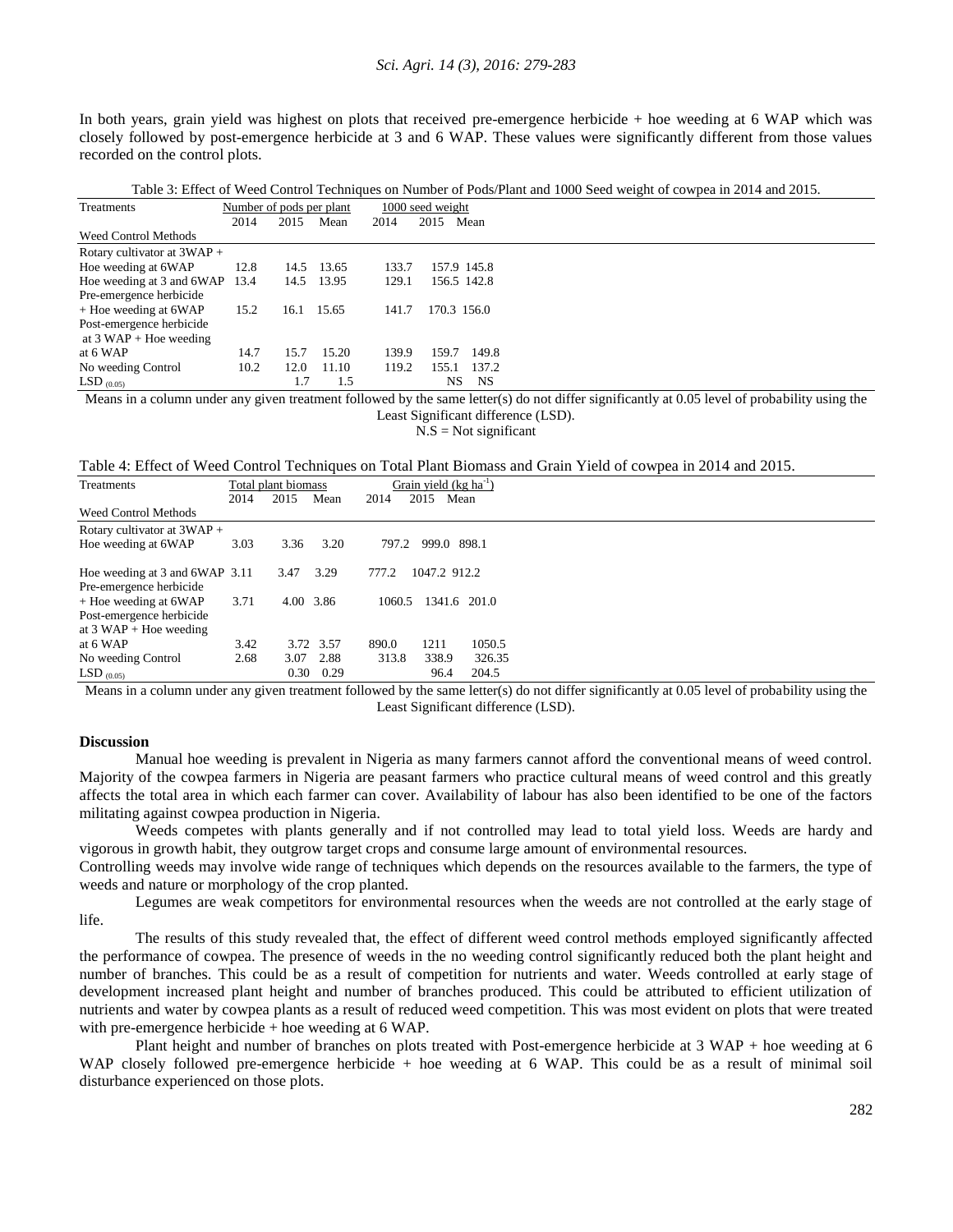In both years, grain yield was highest on plots that received pre-emergence herbicide + hoe weeding at 6 WAP which was closely followed by post-emergence herbicide at 3 and 6 WAP. These values were significantly different from those values recorded on the control plots.

Table 3: Effect of Weed Control Techniques on Number of Pods/Plant and 1000 Seed weight of cowpea in 2014 and 2015.

| Treatments | Number of pods per plant | | | 1000 seed weight | | |
|---|---|---|---|---|---|---|
| | 2014 | 2015 | Mean | 2014 | 2015 | Mean |
| Weed Control Methods | | | | | | |
| Rotary cultivator at 3WAP + Hoe weeding at 6WAP | 12.8 | 14.5 | 13.65 | 133.7 | 157.9 | 145.8 |
| Hoe weeding at 3 and 6WAP | 13.4 | 14.5 | 13.95 | 129.1 | 156.5 | 142.8 |
| Pre-emergence herbicide + Hoe weeding at 6WAP | 15.2 | 16.1 | 15.65 | 141.7 | 170.3 | 156.0 |
| Post-emergence herbicide at 3 WAP + Hoe weeding at 6 WAP | 14.7 | 15.7 | 15.20 | 139.9 | 159.7 | 149.8 |
| No weeding Control | 10.2 | 12.0 | 11.10 | 119.2 | 155.1 | 137.2 |
| $LSD_{(0.05)}$ | | 1.7 | 1.5 | | NS | NS |

Means in a column under any given treatment followed by the same letter(s) do not differ significantly at 0.05 level of probability using the Least Significant difference (LSD).
N.S = Not significant

Table 4: Effect of Weed Control Techniques on Total Plant Biomass and Grain Yield of cowpea in 2014 and 2015.

| Treatments | Total plant biomass | | | Grain yield (kg $ha^{-1}$) | | |
|---|---|---|---|---|---|---|
| | 2014 | 2015 | Mean | 2014 | 2015 | Mean |
| Weed Control Methods | | | | | | |
| Rotary cultivator at 3WAP + Hoe weeding at 6WAP | 3.03 | 3.36 | 3.20 | 797.2 | 999.0 | 898.1 |
| Hoe weeding at 3 and 6WAP | 3.11 | 3.47 | 3.29 | 777.2 | 1047.2 | 912.2 |
| Pre-emergence herbicide + Hoe weeding at 6WAP | 3.71 | 4.00 | 3.86 | 1060.5 | 1341.6 | 201.0 |
| Post-emergence herbicide at 3 WAP + Hoe weeding at 6 WAP | 3.42 | 3.72 | 3.57 | 890.0 | 1211 | 1050.5 |
| No weeding Control | 2.68 | 3.07 | 2.88 | 313.8 | 338.9 | 326.35 |
| $LSD_{(0.05)}$ | | 0.30 | 0.29 | | 96.4 | 204.5 |

Means in a column under any given treatment followed by the same letter(s) do not differ significantly at 0.05 level of probability using the Least Significant difference (LSD).

## Discussion

Manual hoe weeding is prevalent in Nigeria as many farmers cannot afford the conventional means of weed control. Majority of the cowpea farmers in Nigeria are peasant farmers who practice cultural means of weed control and this greatly affects the total area in which each farmer can cover. Availability of labour has also been identified to be one of the factors militating against cowpea production in Nigeria.

Weeds competes with plants generally and if not controlled may lead to total yield loss. Weeds are hardy and vigorous in growth habit, they outgrow target crops and consume large amount of environmental resources.

Controlling weeds may involve wide range of techniques which depends on the resources available to the farmers, the type of weeds and nature or morphology of the crop planted.

Legumes are weak competitors for environmental resources when the weeds are not controlled at the early stage of life.

The results of this study revealed that, the effect of different weed control methods employed significantly affected the performance of cowpea. The presence of weeds in the no weeding control significantly reduced both the plant height and number of branches. This could be as a result of competition for nutrients and water. Weeds controlled at early stage of development increased plant height and number of branches produced. This could be attributed to efficient utilization of nutrients and water by cowpea plants as a result of reduced weed competition. This was most evident on plots that were treated with pre-emergence herbicide + hoe weeding at 6 WAP.

Plant height and number of branches on plots treated with Post-emergence herbicide at 3 WAP + hoe weeding at 6 WAP closely followed pre-emergence herbicide + hoe weeding at 6 WAP. This could be as a result of minimal soil disturbance experienced on those plots.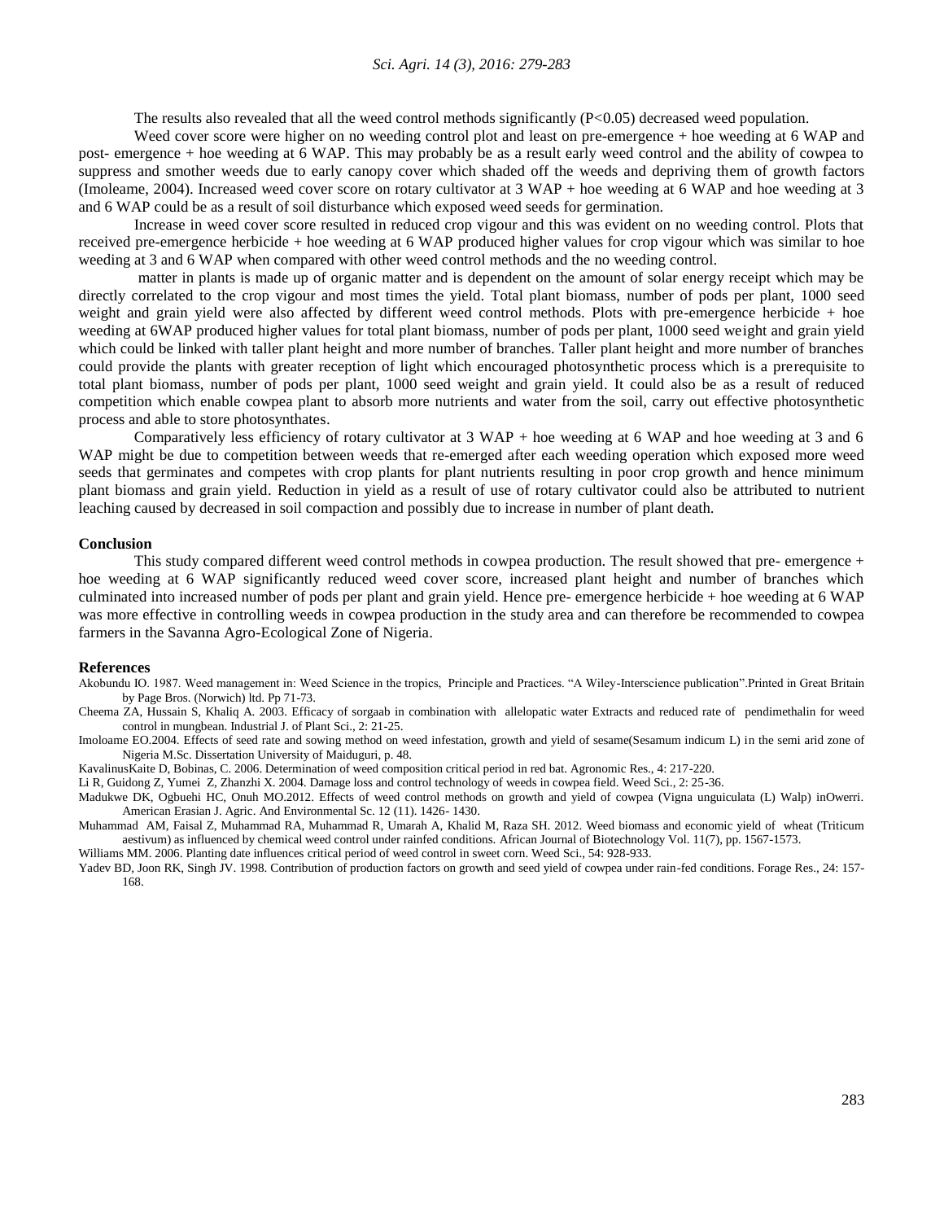The results also revealed that all the weed control methods significantly ($P<0.05$) decreased weed population.

Weed cover score were higher on no weeding control plot and least on pre-emergence + hoe weeding at 6 WAP and post- emergence + hoe weeding at 6 WAP. This may probably be as a result early weed control and the ability of cowpea to suppress and smother weeds due to early canopy cover which shaded off the weeds and depriving them of growth factors (Imoleame, 2004). Increased weed cover score on rotary cultivator at 3 WAP + hoe weeding at 6 WAP and hoe weeding at 3 and 6 WAP could be as a result of soil disturbance which exposed weed seeds for germination.

Increase in weed cover score resulted in reduced crop vigour and this was evident on no weeding control. Plots that received pre-emergence herbicide + hoe weeding at 6 WAP produced higher values for crop vigour which was similar to hoe weeding at 3 and 6 WAP when compared with other weed control methods and the no weeding control.

matter in plants is made up of organic matter and is dependent on the amount of solar energy receipt which may be directly correlated to the crop vigour and most times the yield. Total plant biomass, number of pods per plant, 1000 seed weight and grain yield were also affected by different weed control methods. Plots with pre-emergence herbicide + hoe weeding at 6WAP produced higher values for total plant biomass, number of pods per plant, 1000 seed weight and grain yield which could be linked with taller plant height and more number of branches. Taller plant height and more number of branches could provide the plants with greater reception of light which encouraged photosynthetic process which is a prerequisite to total plant biomass, number of pods per plant, 1000 seed weight and grain yield. It could also be as a result of reduced competition which enable cowpea plant to absorb more nutrients and water from the soil, carry out effective photosynthetic process and able to store photosynthates.

Comparatively less efficiency of rotary cultivator at 3 WAP + hoe weeding at 6 WAP and hoe weeding at 3 and 6 WAP might be due to competition between weeds that re-emerged after each weeding operation which exposed more weed seeds that germinates and competes with crop plants for plant nutrients resulting in poor crop growth and hence minimum plant biomass and grain yield. Reduction in yield as a result of use of rotary cultivator could also be attributed to nutrient leaching caused by decreased in soil compaction and possibly due to increase in number of plant death.

**Conclusion**

This study compared different weed control methods in cowpea production. The result showed that pre- emergence + hoe weeding at 6 WAP significantly reduced weed cover score, increased plant height and number of branches which culminated into increased number of pods per plant and grain yield. Hence pre- emergence herbicide + hoe weeding at 6 WAP was more effective in controlling weeds in cowpea production in the study area and can therefore be recommended to cowpea farmers in the Savanna Agro-Ecological Zone of Nigeria.

**References**

Akobundu IO. 1987. Weed management in: Weed Science in the tropics, Principle and Practices. "A Wiley-Interscience publication".Printed in Great Britain by Page Bros. (Norwich) ltd. Pp 71-73.

Cheema ZA, Hussain S, Khaliq A. 2003. Efficacy of sorgaab in combination with allelopatic water Extracts and reduced rate of pendimethalin for weed control in mungbean. Industrial J. of Plant Sci., 2: 21-25.

Imoloame EO.2004. Effects of seed rate and sowing method on weed infestation, growth and yield of sesame(Sesamum indicum L) in the semi arid zone of Nigeria M.Sc. Dissertation University of Maiduguri, p. 48.

KavalinusKaite D, Bobinas, C. 2006. Determination of weed composition critical period in red bat. Agronomic Res., 4: 217-220.

Li R, Guidong Z, Yumei Z, Zhanzhi X. 2004. Damage loss and control technology of weeds in cowpea field. Weed Sci., 2: 25-36.

Madukwe DK, Ogbuehi HC, Onuh MO.2012. Effects of weed control methods on growth and yield of cowpea (Vigna unguiculata (L) Walp) inOwerri. American Erasian J. Agric. And Environmental Sc. 12 (11). 1426- 1430.

Muhammad AM, Faisal Z, Muhammad RA, Muhammad R, Umarah A, Khalid M, Raza SH. 2012. Weed biomass and economic yield of wheat (Triticum aestivum) as influenced by chemical weed control under rainfed conditions. African Journal of Biotechnology Vol. 11(7), pp. 1567-1573.

Williams MM. 2006. Planting date influences critical period of weed control in sweet corn. Weed Sci., 54: 928-933.

Yadev BD, Joon RK, Singh JV. 1998. Contribution of production factors on growth and seed yield of cowpea under rain-fed conditions. Forage Res., 24: 157-168.